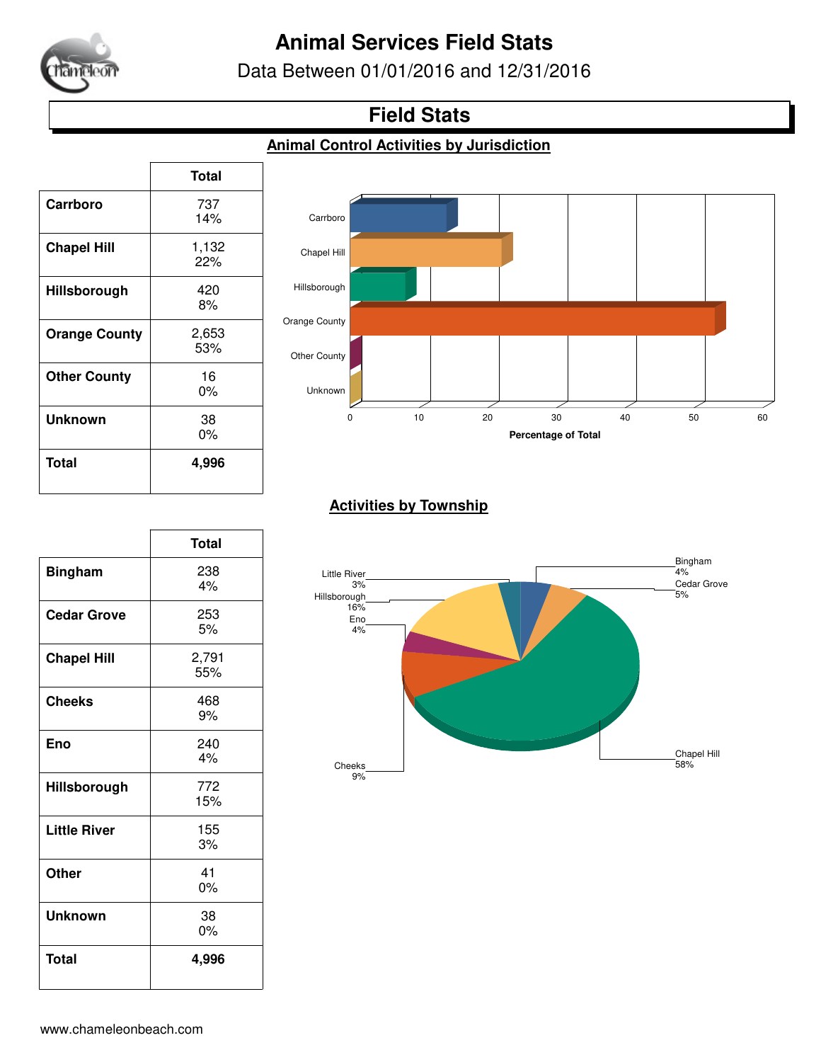# Animal Services Field Stats

Data Between 01/01/2016 and 12/31/2016

## Field Stats

### Animal Control Activities by Jurisdiction

| | Total |
|---|---|
| **Carrboro** | 737<br>14% |
| **Chapel Hill** | 1,132<br>22% |
| **Hillsborough** | 420<br>8% |
| **Orange County** | 2,653<br>53% |
| **Other County** | 16<br>0% |
| **Unknown** | 38<br>0% |
| **Total** | **4,996** |

### Activities by Township

| | Total |
|---|---|
| **Bingham** | 238<br>4% |
| **Cedar Grove** | 253<br>5% |
| **Chapel Hill** | 2,791<br>55% |
| **Cheeks** | 468<br>9% |
| **Eno** | 240<br>4% |
| **Hillsborough** | 772<br>15% |
| **Little River** | 155<br>3% |
| **Other** | 41<br>0% |
| **Unknown** | 38<br>0% |
| **Total** | **4,996** |

www.chameleonbeach.com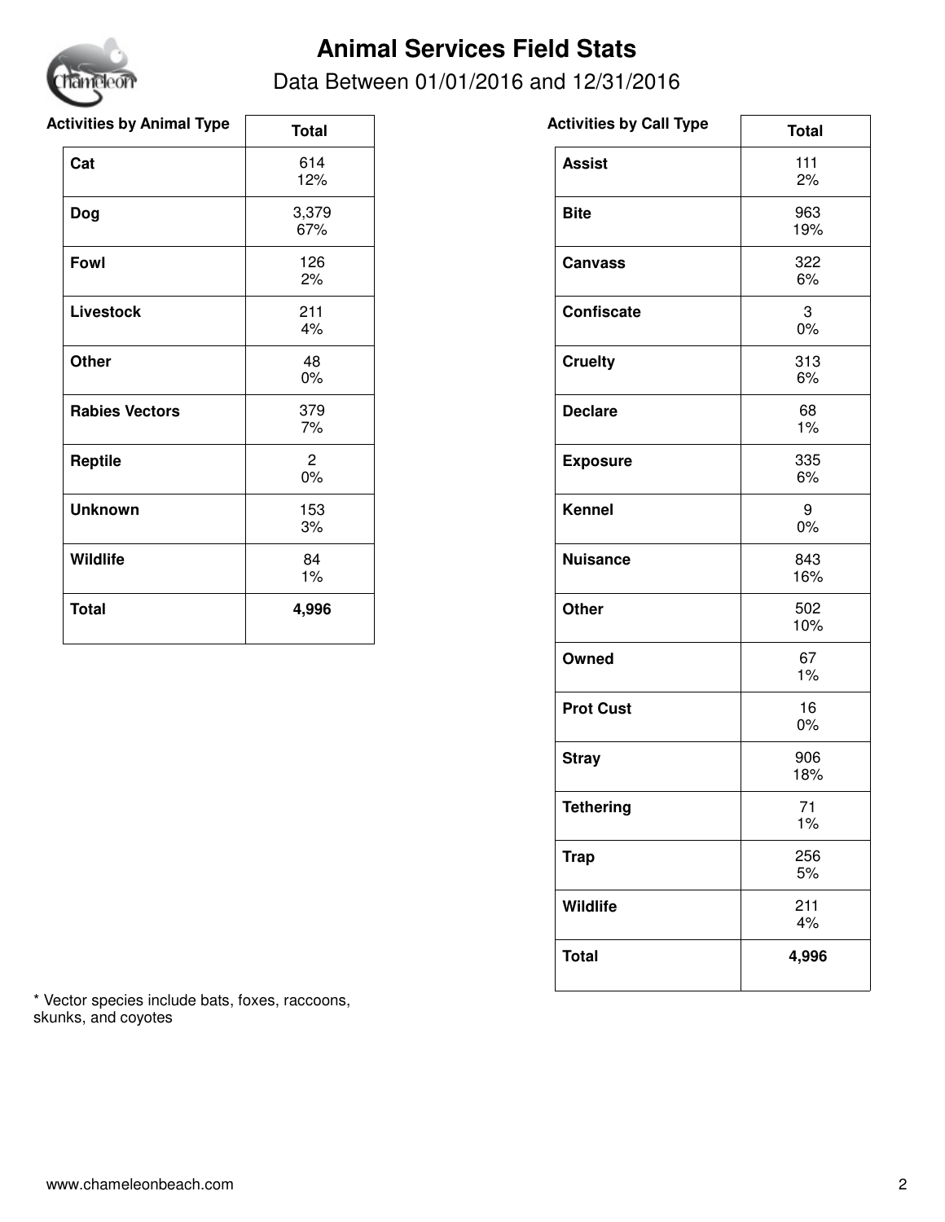# Animal Services Field Stats

Data Between 01/01/2016 and 12/31/2016

**Activities by Animal Type**

| | Total |
|---|---|
| **Cat** | 614<br>12% |
| **Dog** | 3,379<br>67% |
| **Fowl** | 126<br>2% |
| **Livestock** | 211<br>4% |
| **Other** | 48<br>0% |
| **Rabies Vectors** | 379<br>7% |
| **Reptile** | 2<br>0% |
| **Unknown** | 153<br>3% |
| **Wildlife** | 84<br>1% |
| **Total** | **4,996** |

**Activities by Call Type**

| | Total |
|---|---|
| **Assist** | 111<br>2% |
| **Bite** | 963<br>19% |
| **Canvass** | 322<br>6% |
| **Confiscate** | 3<br>0% |
| **Cruelty** | 313<br>6% |
| **Declare** | 68<br>1% |
| **Exposure** | 335<br>6% |
| **Kennel** | 9<br>0% |
| **Nuisance** | 843<br>16% |
| **Other** | 502<br>10% |
| **Owned** | 67<br>1% |
| **Prot Cust** | 16<br>0% |
| **Stray** | 906<br>18% |
| **Tethering** | 71<br>1% |
| **Trap** | 256<br>5% |
| **Wildlife** | 211<br>4% |
| **Total** | **4,996** |

* Vector species include bats, foxes, raccoons, skunks, and coyotes

www.chameleonbeach.com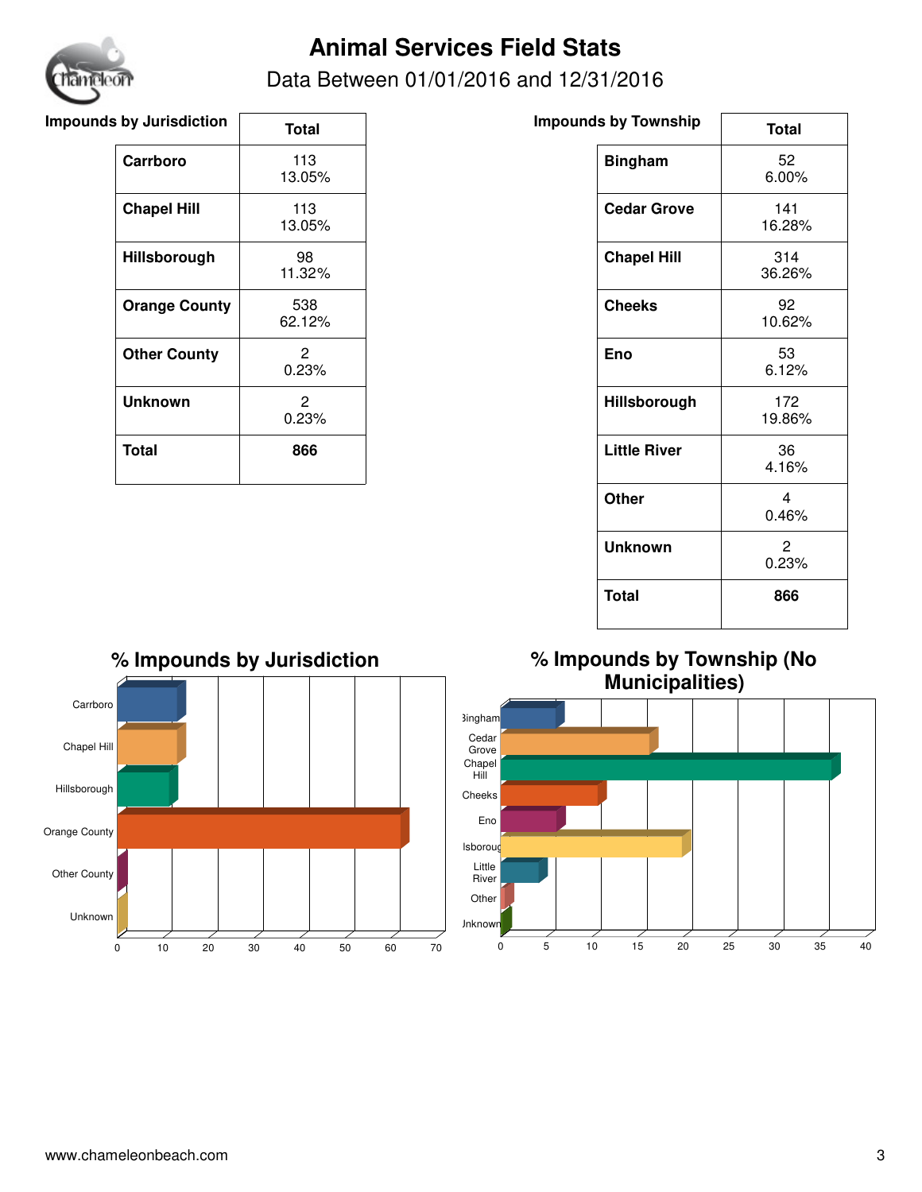# Animal Services Field Stats

Data Between 01/01/2016 and 12/31/2016

## Impounds by Jurisdiction

| | Total |
|---|---|
| **Carrboro** | 113<br>13.05% |
| **Chapel Hill** | 113<br>13.05% |
| **Hillsborough** | 98<br>11.32% |
| **Orange County** | 538<br>62.12% |
| **Other County** | 2<br>0.23% |
| **Unknown** | 2<br>0.23% |
| **Total** | **866** |

## Impounds by Township

| | Total |
|---|---|
| **Bingham** | 52<br>6.00% |
| **Cedar Grove** | 141<br>16.28% |
| **Chapel Hill** | 314<br>36.26% |
| **Cheeks** | 92<br>10.62% |
| **Eno** | 53<br>6.12% |
| **Hillsborough** | 172<br>19.86% |
| **Little River** | 36<br>4.16% |
| **Other** | 4<br>0.46% |
| **Unknown** | 2<br>0.23% |
| **Total** | **866** |

## % Impounds by Jurisdiction

Carrboro
Chapel Hill
Hillsborough
Orange County
Other County
Unknown

0 10 20 30 40 50 60 70

## % Impounds by Township (No Municipalities)

Bingham
Cedar Grove
Chapel Hill
Cheeks
Eno
Hillsborough
Little River
Other
Unknown

0 5 10 15 20 25 30 35 40